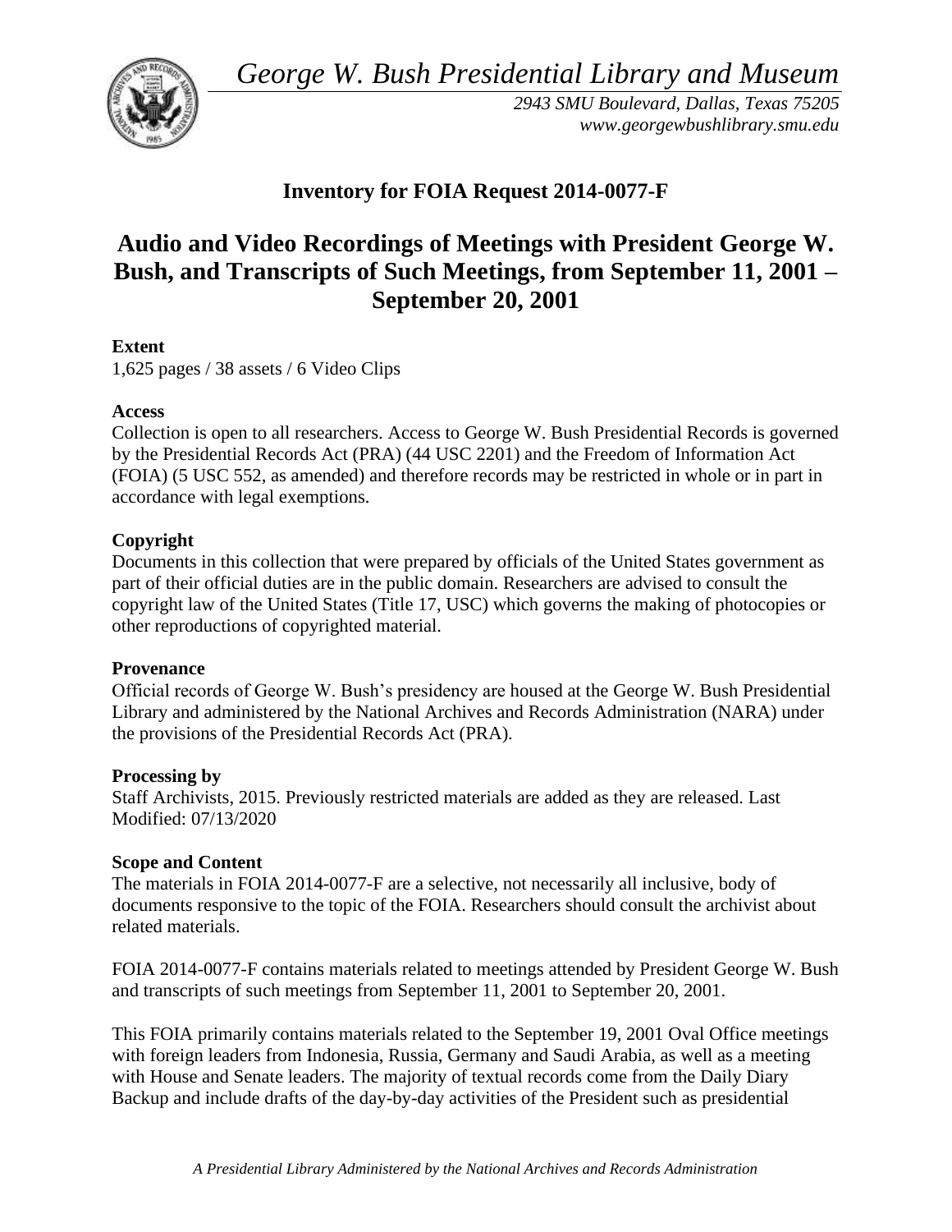*George W. Bush Presidential Library and Museum*

*2943 SMU Boulevard, Dallas, Texas 75205*
*www.georgewbushlibrary.smu.edu*

## Inventory for FOIA Request 2014-0077-F

# Audio and Video Recordings of Meetings with President George W. Bush, and Transcripts of Such Meetings, from September 11, 2001 – September 20, 2001

**Extent**
1,625 pages / 38 assets / 6 Video Clips

**Access**
Collection is open to all researchers. Access to George W. Bush Presidential Records is governed by the Presidential Records Act (PRA) (44 USC 2201) and the Freedom of Information Act (FOIA) (5 USC 552, as amended) and therefore records may be restricted in whole or in part in accordance with legal exemptions.

**Copyright**
Documents in this collection that were prepared by officials of the United States government as part of their official duties are in the public domain. Researchers are advised to consult the copyright law of the United States (Title 17, USC) which governs the making of photocopies or other reproductions of copyrighted material.

**Provenance**
Official records of George W. Bush's presidency are housed at the George W. Bush Presidential Library and administered by the National Archives and Records Administration (NARA) under the provisions of the Presidential Records Act (PRA).

**Processing by**
Staff Archivists, 2015. Previously restricted materials are added as they are released. Last Modified: 07/13/2020

**Scope and Content**
The materials in FOIA 2014-0077-F are a selective, not necessarily all inclusive, body of documents responsive to the topic of the FOIA. Researchers should consult the archivist about related materials.

FOIA 2014-0077-F contains materials related to meetings attended by President George W. Bush and transcripts of such meetings from September 11, 2001 to September 20, 2001.

This FOIA primarily contains materials related to the September 19, 2001 Oval Office meetings with foreign leaders from Indonesia, Russia, Germany and Saudi Arabia, as well as a meeting with House and Senate leaders. The majority of textual records come from the Daily Diary Backup and include drafts of the day-by-day activities of the President such as presidential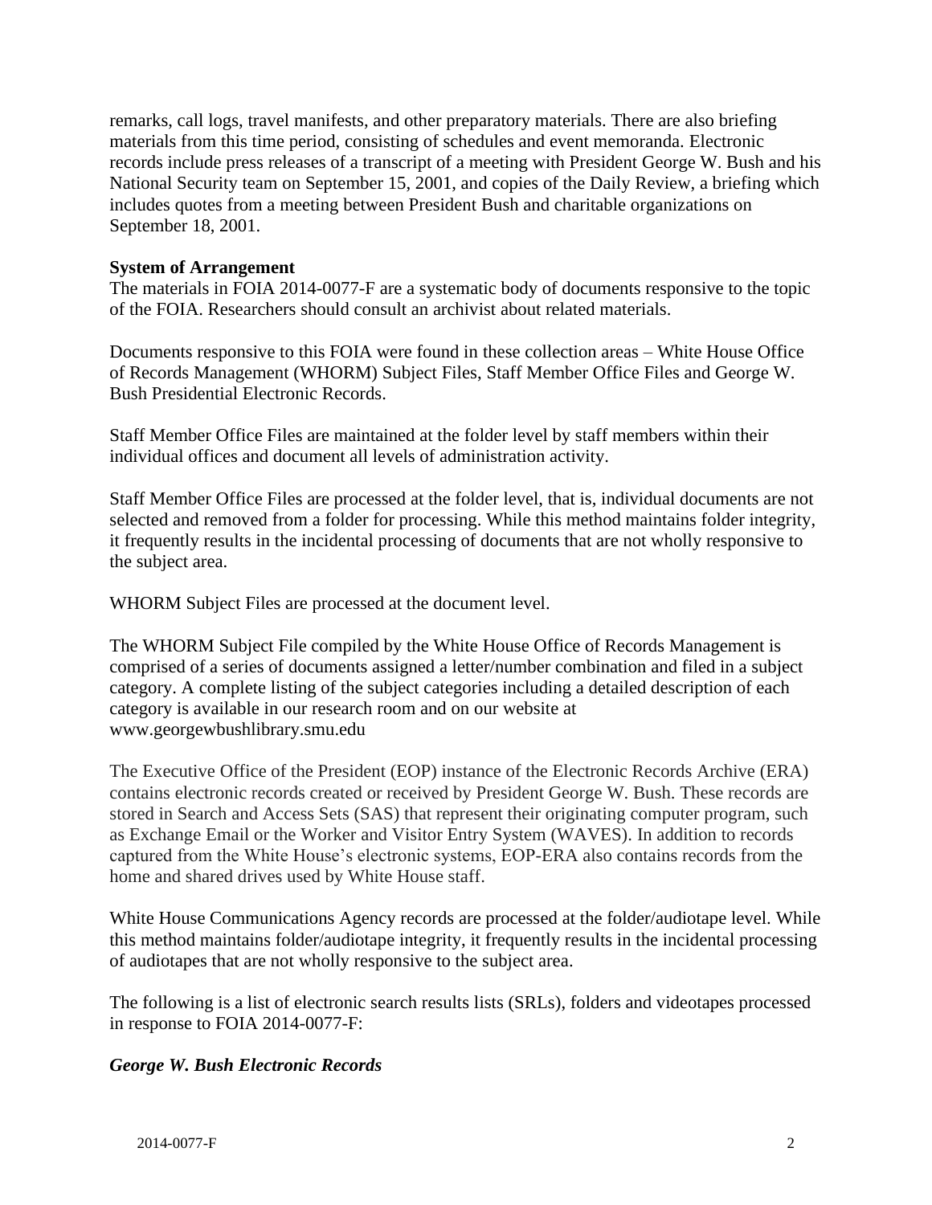remarks, call logs, travel manifests, and other preparatory materials. There are also briefing materials from this time period, consisting of schedules and event memoranda. Electronic records include press releases of a transcript of a meeting with President George W. Bush and his National Security team on September 15, 2001, and copies of the Daily Review, a briefing which includes quotes from a meeting between President Bush and charitable organizations on September 18, 2001.

**System of Arrangement**

The materials in FOIA 2014-0077-F are a systematic body of documents responsive to the topic of the FOIA. Researchers should consult an archivist about related materials.

Documents responsive to this FOIA were found in these collection areas – White House Office of Records Management (WHORM) Subject Files, Staff Member Office Files and George W. Bush Presidential Electronic Records.

Staff Member Office Files are maintained at the folder level by staff members within their individual offices and document all levels of administration activity.

Staff Member Office Files are processed at the folder level, that is, individual documents are not selected and removed from a folder for processing. While this method maintains folder integrity, it frequently results in the incidental processing of documents that are not wholly responsive to the subject area.

WHORM Subject Files are processed at the document level.

The WHORM Subject File compiled by the White House Office of Records Management is comprised of a series of documents assigned a letter/number combination and filed in a subject category. A complete listing of the subject categories including a detailed description of each category is available in our research room and on our website at www.georgewbushlibrary.smu.edu

The Executive Office of the President (EOP) instance of the Electronic Records Archive (ERA) contains electronic records created or received by President George W. Bush. These records are stored in Search and Access Sets (SAS) that represent their originating computer program, such as Exchange Email or the Worker and Visitor Entry System (WAVES). In addition to records captured from the White House's electronic systems, EOP-ERA also contains records from the home and shared drives used by White House staff.

White House Communications Agency records are processed at the folder/audiotape level. While this method maintains folder/audiotape integrity, it frequently results in the incidental processing of audiotapes that are not wholly responsive to the subject area.

The following is a list of electronic search results lists (SRLs), folders and videotapes processed in response to FOIA 2014-0077-F:

***George W. Bush Electronic Records***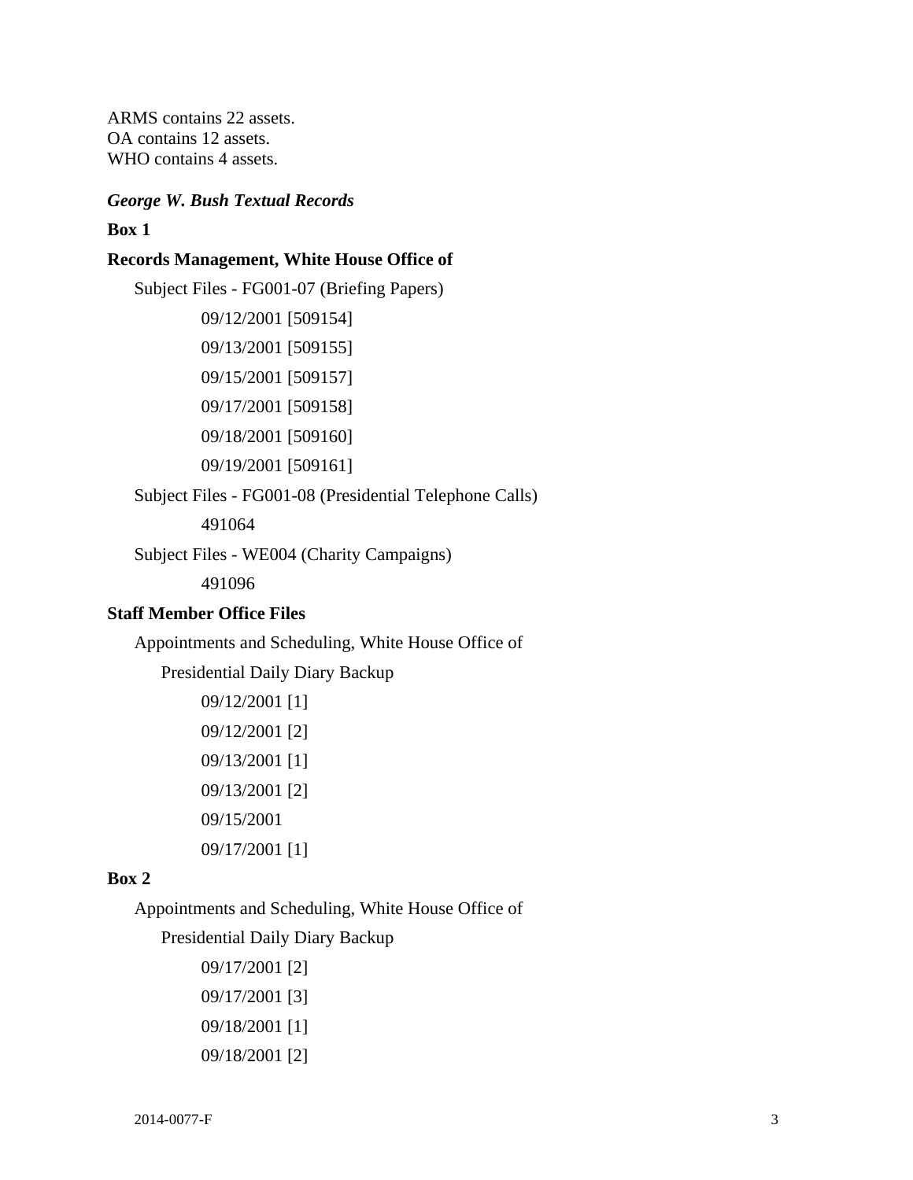ARMS contains 22 assets.
OA contains 12 assets.
WHO contains 4 assets.

***George W. Bush Textual Records***

**Box 1**

**Records Management, White House Office of**

Subject Files - FG001-07 (Briefing Papers)

- 09/12/2001 [509154]
- 09/13/2001 [509155]
- 09/15/2001 [509157]
- 09/17/2001 [509158]
- 09/18/2001 [509160]
- 09/19/2001 [509161]

Subject Files - FG001-08 (Presidential Telephone Calls)

- 491064

Subject Files - WE004 (Charity Campaigns)

- 491096

**Staff Member Office Files**

Appointments and Scheduling, White House Office of

Presidential Daily Diary Backup

- 09/12/2001 [1]
- 09/12/2001 [2]
- 09/13/2001 [1]
- 09/13/2001 [2]
- 09/15/2001
- 09/17/2001 [1]

**Box 2**

Appointments and Scheduling, White House Office of

Presidential Daily Diary Backup

- 09/17/2001 [2]
- 09/17/2001 [3]
- 09/18/2001 [1]
- 09/18/2001 [2]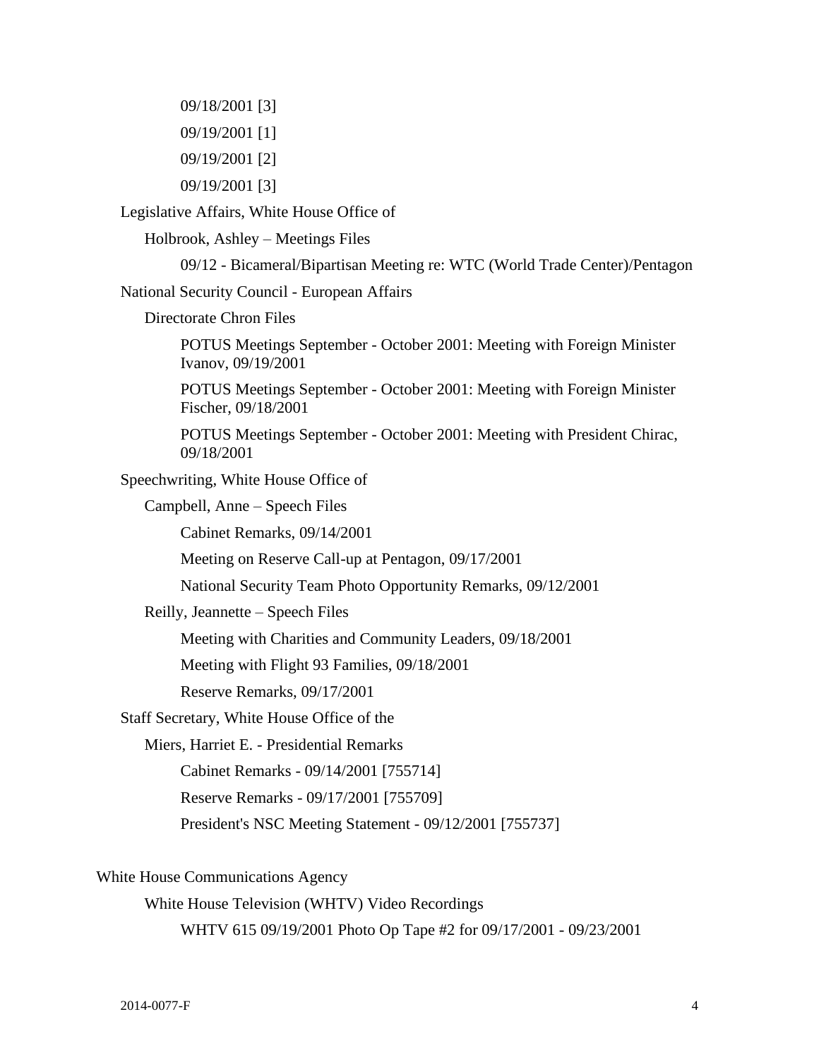09/18/2001 [3]

09/19/2001 [1]

09/19/2001 [2]

09/19/2001 [3]

- Legislative Affairs, White House Office of
  - Holbrook, Ashley – Meetings Files
    - 09/12 - Bicameral/Bipartisan Meeting re: WTC (World Trade Center)/Pentagon
- National Security Council - European Affairs
  - Directorate Chron Files
    - POTUS Meetings September - October 2001: Meeting with Foreign Minister Ivanov, 09/19/2001
    - POTUS Meetings September - October 2001: Meeting with Foreign Minister Fischer, 09/18/2001
    - POTUS Meetings September - October 2001: Meeting with President Chirac, 09/18/2001
- Speechwriting, White House Office of
  - Campbell, Anne – Speech Files
    - Cabinet Remarks, 09/14/2001
    - Meeting on Reserve Call-up at Pentagon, 09/17/2001
    - National Security Team Photo Opportunity Remarks, 09/12/2001
  - Reilly, Jeannette – Speech Files
    - Meeting with Charities and Community Leaders, 09/18/2001
    - Meeting with Flight 93 Families, 09/18/2001
    - Reserve Remarks, 09/17/2001
- Staff Secretary, White House Office of the
  - Miers, Harriet E. - Presidential Remarks
    - Cabinet Remarks - 09/14/2001 [755714]
    - Reserve Remarks - 09/17/2001 [755709]
    - President's NSC Meeting Statement - 09/12/2001 [755737]

White House Communications Agency

- White House Television (WHTV) Video Recordings
  - WHTV 615 09/19/2001 Photo Op Tape #2 for 09/17/2001 - 09/23/2001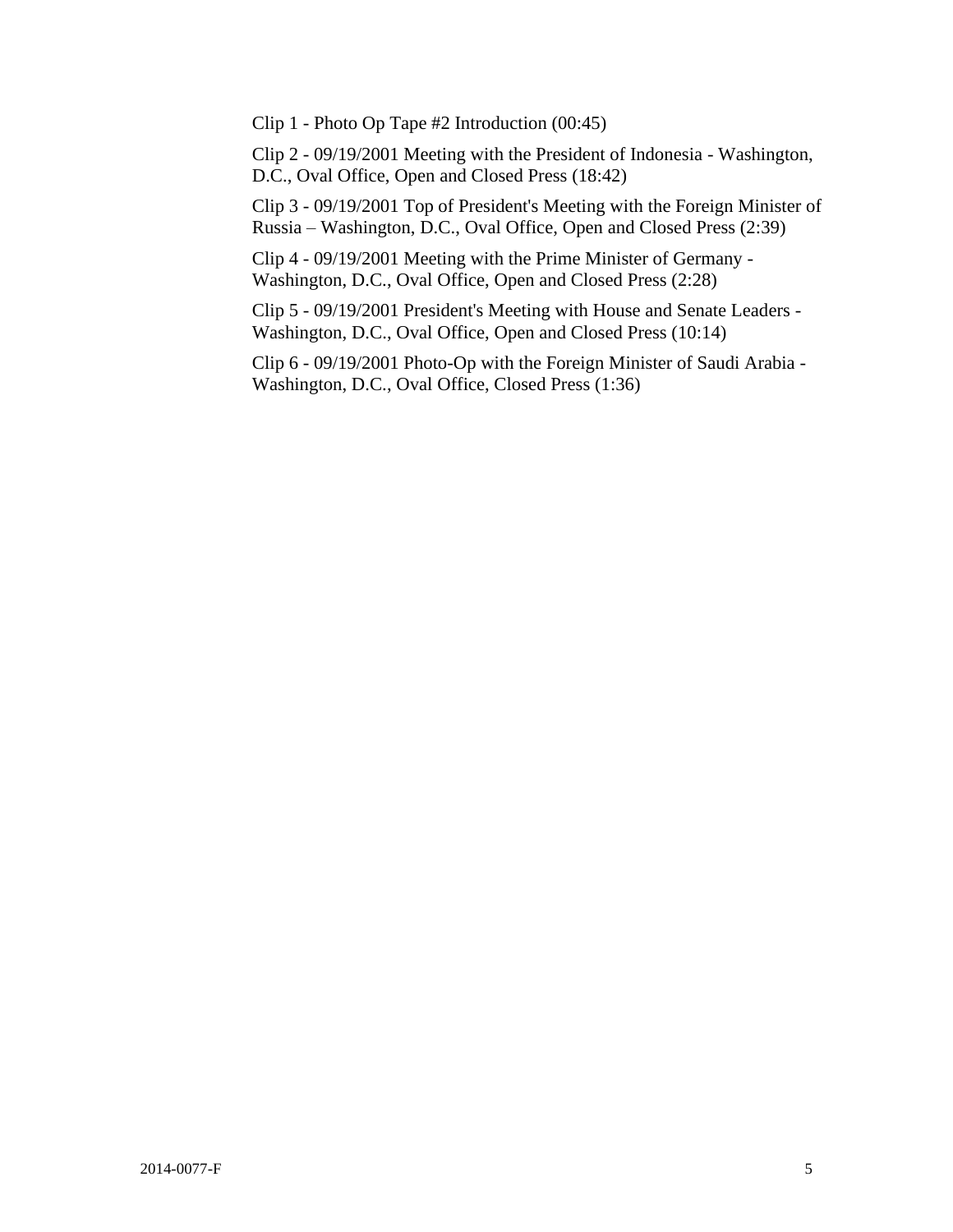Clip 1 - Photo Op Tape #2 Introduction (00:45)

Clip 2 - 09/19/2001 Meeting with the President of Indonesia - Washington, D.C., Oval Office, Open and Closed Press (18:42)

Clip 3 - 09/19/2001 Top of President's Meeting with the Foreign Minister of Russia – Washington, D.C., Oval Office, Open and Closed Press (2:39)

Clip 4 - 09/19/2001 Meeting with the Prime Minister of Germany - Washington, D.C., Oval Office, Open and Closed Press (2:28)

Clip 5 - 09/19/2001 President's Meeting with House and Senate Leaders - Washington, D.C., Oval Office, Open and Closed Press (10:14)

Clip 6 - 09/19/2001 Photo-Op with the Foreign Minister of Saudi Arabia - Washington, D.C., Oval Office, Closed Press (1:36)